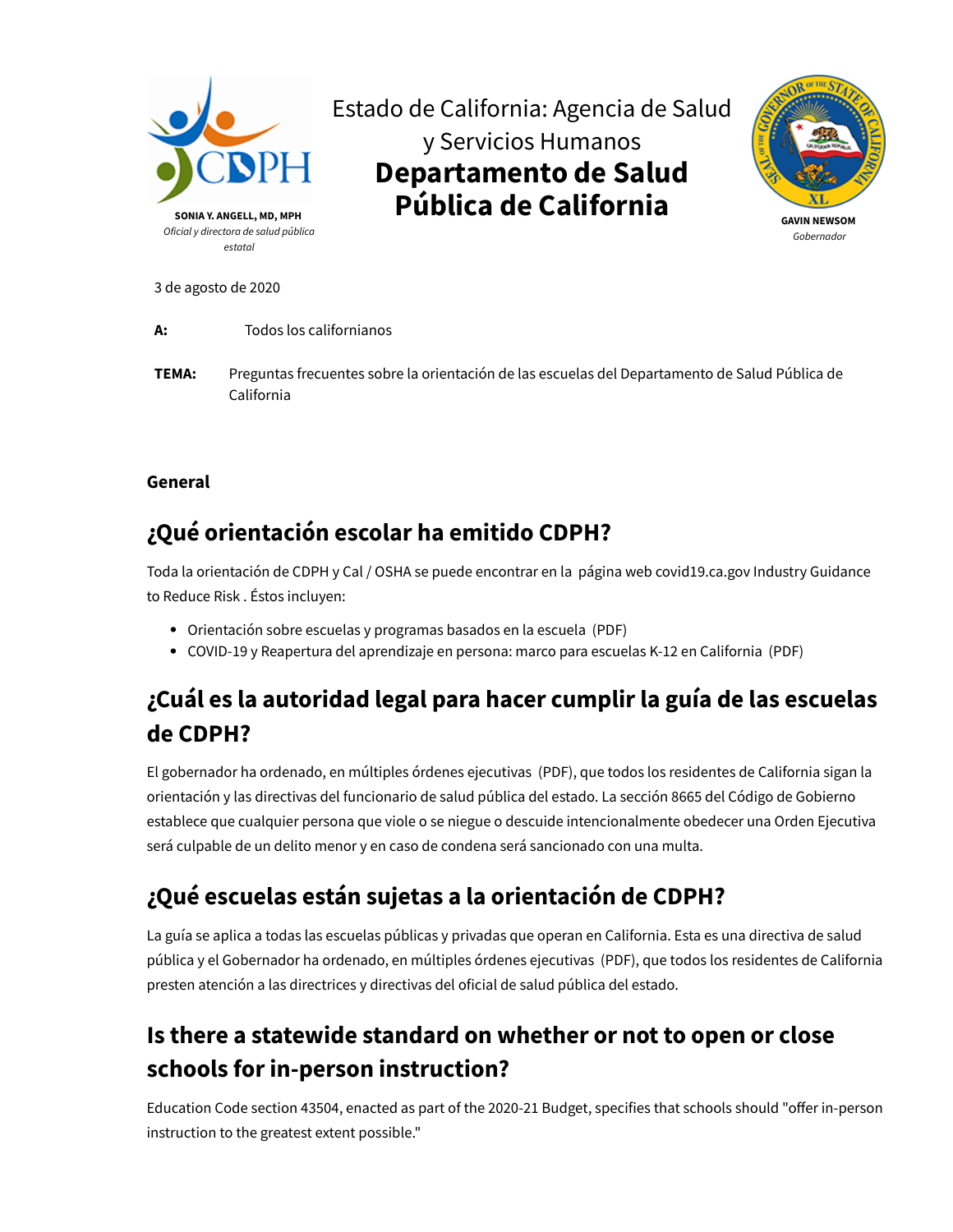**SONIA Y. ANGELL, MD, MPH**
*Oficial y directora de salud pública estatal*

Estado de California: Agencia de Salud y Servicios Humanos

# Departamento de Salud Pública de California

**GAVIN NEWSOM**
*Gobernador*

3 de agosto de 2020

**A:** Todos los californianos

**TEMA:** Preguntas frecuentes sobre la orientación de las escuelas del Departamento de Salud Pública de California

**General**

## ¿Qué orientación escolar ha emitido CDPH?

Toda la orientación de CDPH y Cal / OSHA se puede encontrar en la página web covid19.ca.gov Industry Guidance to Reduce Risk . Éstos incluyen:

- Orientación sobre escuelas y programas basados en la escuela (PDF)
- COVID-19 y Reapertura del aprendizaje en persona: marco para escuelas K-12 en California (PDF)

## ¿Cuál es la autoridad legal para hacer cumplir la guía de las escuelas de CDPH?

El gobernador ha ordenado, en múltiples órdenes ejecutivas (PDF), que todos los residentes de California sigan la orientación y las directivas del funcionario de salud pública del estado. La sección 8665 del Código de Gobierno establece que cualquier persona que viole o se niegue o descuide intencionalmente obedecer una Orden Ejecutiva será culpable de un delito menor y en caso de condena será sancionado con una multa.

## ¿Qué escuelas están sujetas a la orientación de CDPH?

La guía se aplica a todas las escuelas públicas y privadas que operan en California. Esta es una directiva de salud pública y el Gobernador ha ordenado, en múltiples órdenes ejecutivas (PDF), que todos los residentes de California presten atención a las directrices y directivas del oficial de salud pública del estado.

## Is there a statewide standard on whether or not to open or close schools for in-person instruction?

Education Code section 43504, enacted as part of the 2020-21 Budget, specifies that schools should "offer in-person instruction to the greatest extent possible."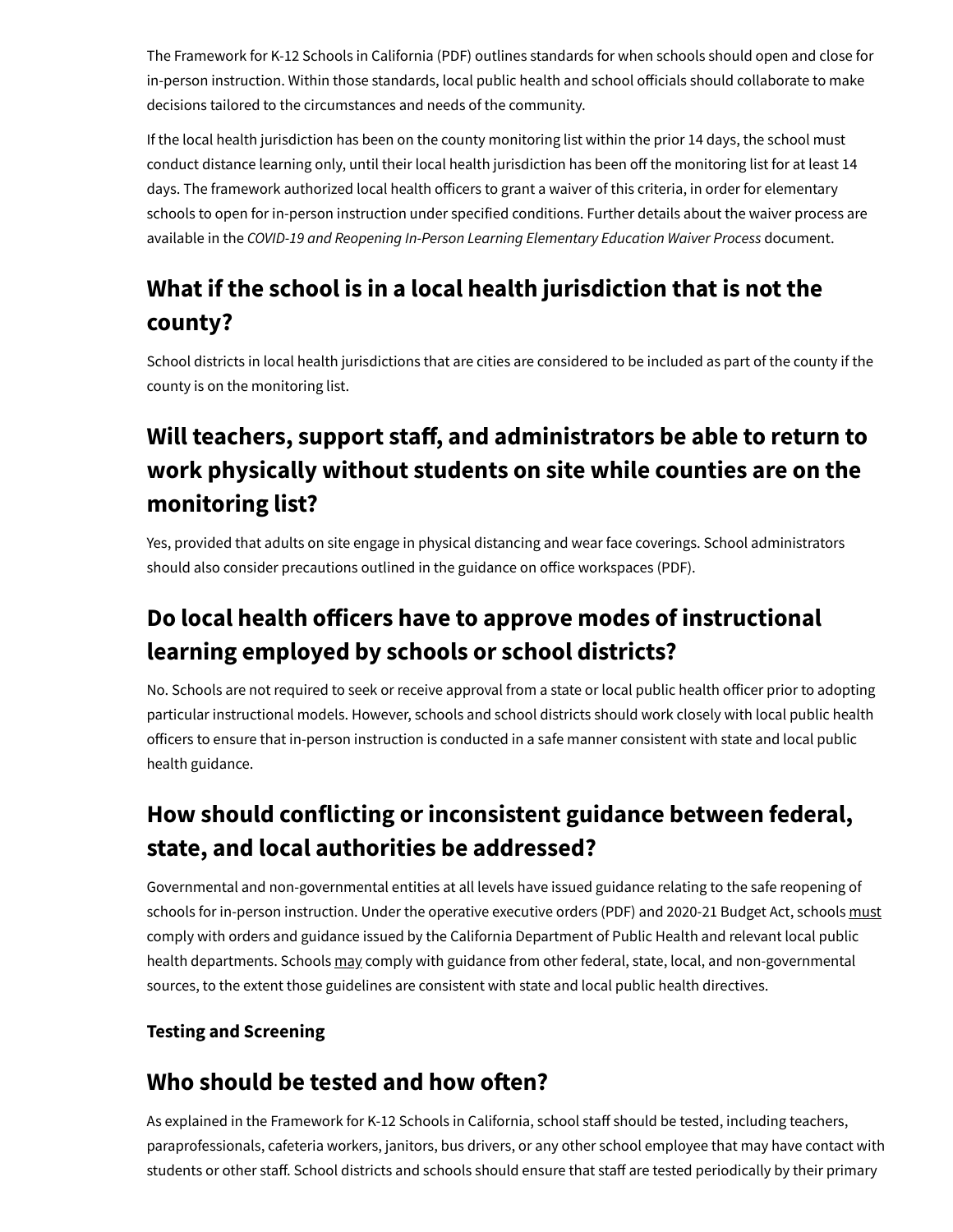The Framework for K-12 Schools in California (PDF) outlines standards for when schools should open and close for in-person instruction. Within those standards, local public health and school officials should collaborate to make decisions tailored to the circumstances and needs of the community.

If the local health jurisdiction has been on the county monitoring list within the prior 14 days, the school must conduct distance learning only, until their local health jurisdiction has been off the monitoring list for at least 14 days. The framework authorized local health officers to grant a waiver of this criteria, in order for elementary schools to open for in-person instruction under specified conditions. Further details about the waiver process are available in the *COVID-19 and Reopening In-Person Learning Elementary Education Waiver Process* document.

## What if the school is in a local health jurisdiction that is not the county?

School districts in local health jurisdictions that are cities are considered to be included as part of the county if the county is on the monitoring list.

## Will teachers, support staff, and administrators be able to return to work physically without students on site while counties are on the monitoring list?

Yes, provided that adults on site engage in physical distancing and wear face coverings. School administrators should also consider precautions outlined in the guidance on office workspaces (PDF).

## Do local health officers have to approve modes of instructional learning employed by schools or school districts?

No. Schools are not required to seek or receive approval from a state or local public health officer prior to adopting particular instructional models. However, schools and school districts should work closely with local public health officers to ensure that in-person instruction is conducted in a safe manner consistent with state and local public health guidance.

## How should conflicting or inconsistent guidance between federal, state, and local authorities be addressed?

Governmental and non-governmental entities at all levels have issued guidance relating to the safe reopening of schools for in-person instruction. Under the operative executive orders (PDF) and 2020-21 Budget Act, schools <u>must</u> comply with orders and guidance issued by the California Department of Public Health and relevant local public health departments. Schools <u>may</u> comply with guidance from other federal, state, local, and non-governmental sources, to the extent those guidelines are consistent with state and local public health directives.

**Testing and Screening**

## Who should be tested and how often?

As explained in the Framework for K-12 Schools in California, school staff should be tested, including teachers, paraprofessionals, cafeteria workers, janitors, bus drivers, or any other school employee that may have contact with students or other staff. School districts and schools should ensure that staff are tested periodically by their primary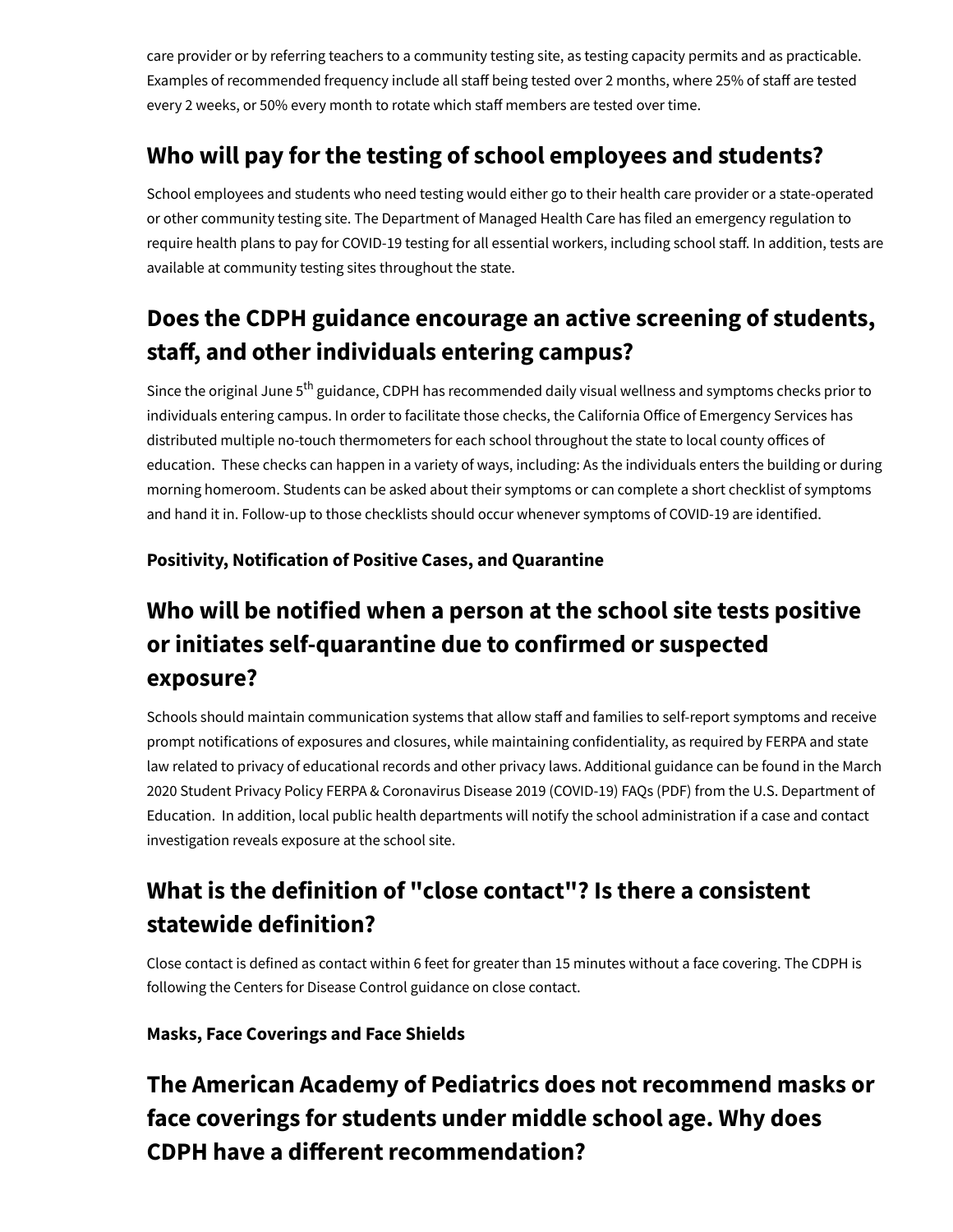care provider or by referring teachers to a community testing site, as testing capacity permits and as practicable. Examples of recommended frequency include all staff being tested over 2 months, where 25% of staff are tested every 2 weeks, or 50% every month to rotate which staff members are tested over time.

## Who will pay for the testing of school employees and students?

School employees and students who need testing would either go to their health care provider or a state-operated or other community testing site. The Department of Managed Health Care has filed an emergency regulation to require health plans to pay for COVID-19 testing for all essential workers, including school staff. In addition, tests are available at community testing sites throughout the state.

## Does the CDPH guidance encourage an active screening of students, staff, and other individuals entering campus?

Since the original June 5th guidance, CDPH has recommended daily visual wellness and symptoms checks prior to individuals entering campus. In order to facilitate those checks, the California Office of Emergency Services has distributed multiple no-touch thermometers for each school throughout the state to local county offices of education. These checks can happen in a variety of ways, including: As the individuals enters the building or during morning homeroom. Students can be asked about their symptoms or can complete a short checklist of symptoms and hand it in. Follow-up to those checklists should occur whenever symptoms of COVID-19 are identified.

### Positivity, Notification of Positive Cases, and Quarantine

## Who will be notified when a person at the school site tests positive or initiates self-quarantine due to confirmed or suspected exposure?

Schools should maintain communication systems that allow staff and families to self-report symptoms and receive prompt notifications of exposures and closures, while maintaining confidentiality, as required by FERPA and state law related to privacy of educational records and other privacy laws. Additional guidance can be found in the March 2020 Student Privacy Policy FERPA & Coronavirus Disease 2019 (COVID-19) FAQs (PDF) from the U.S. Department of Education. In addition, local public health departments will notify the school administration if a case and contact investigation reveals exposure at the school site.

## What is the definition of "close contact"? Is there a consistent statewide definition?

Close contact is defined as contact within 6 feet for greater than 15 minutes without a face covering. The CDPH is following the Centers for Disease Control guidance on close contact.

### Masks, Face Coverings and Face Shields

## The American Academy of Pediatrics does not recommend masks or face coverings for students under middle school age. Why does CDPH have a different recommendation?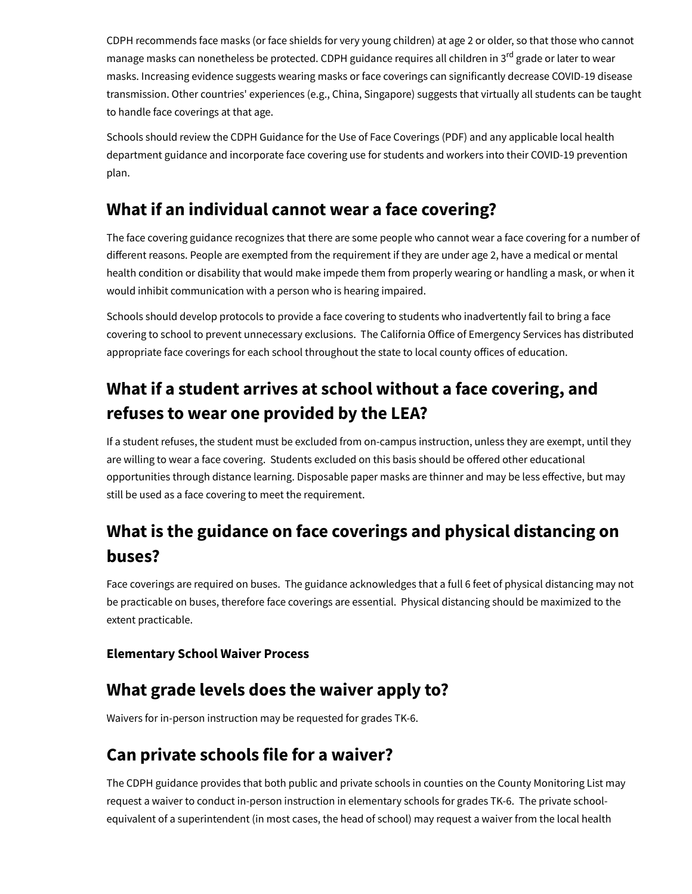CDPH recommends face masks (or face shields for very young children) at age 2 or older, so that those who cannot manage masks can nonetheless be protected. CDPH guidance requires all children in 3rd grade or later to wear masks. Increasing evidence suggests wearing masks or face coverings can significantly decrease COVID-19 disease transmission. Other countries' experiences (e.g., China, Singapore) suggests that virtually all students can be taught to handle face coverings at that age.

Schools should review the CDPH Guidance for the Use of Face Coverings (PDF) and any applicable local health department guidance and incorporate face covering use for students and workers into their COVID-19 prevention plan.

## What if an individual cannot wear a face covering?

The face covering guidance recognizes that there are some people who cannot wear a face covering for a number of different reasons. People are exempted from the requirement if they are under age 2, have a medical or mental health condition or disability that would make impede them from properly wearing or handling a mask, or when it would inhibit communication with a person who is hearing impaired.

Schools should develop protocols to provide a face covering to students who inadvertently fail to bring a face covering to school to prevent unnecessary exclusions. The California Office of Emergency Services has distributed appropriate face coverings for each school throughout the state to local county offices of education.

## What if a student arrives at school without a face covering, and refuses to wear one provided by the LEA?

If a student refuses, the student must be excluded from on-campus instruction, unless they are exempt, until they are willing to wear a face covering. Students excluded on this basis should be offered other educational opportunities through distance learning. Disposable paper masks are thinner and may be less effective, but may still be used as a face covering to meet the requirement.

## What is the guidance on face coverings and physical distancing on buses?

Face coverings are required on buses. The guidance acknowledges that a full 6 feet of physical distancing may not be practicable on buses, therefore face coverings are essential. Physical distancing should be maximized to the extent practicable.

### Elementary School Waiver Process

## What grade levels does the waiver apply to?

Waivers for in-person instruction may be requested for grades TK-6.

## Can private schools file for a waiver?

The CDPH guidance provides that both public and private schools in counties on the County Monitoring List may request a waiver to conduct in-person instruction in elementary schools for grades TK-6. The private school-equivalent of a superintendent (in most cases, the head of school) may request a waiver from the local health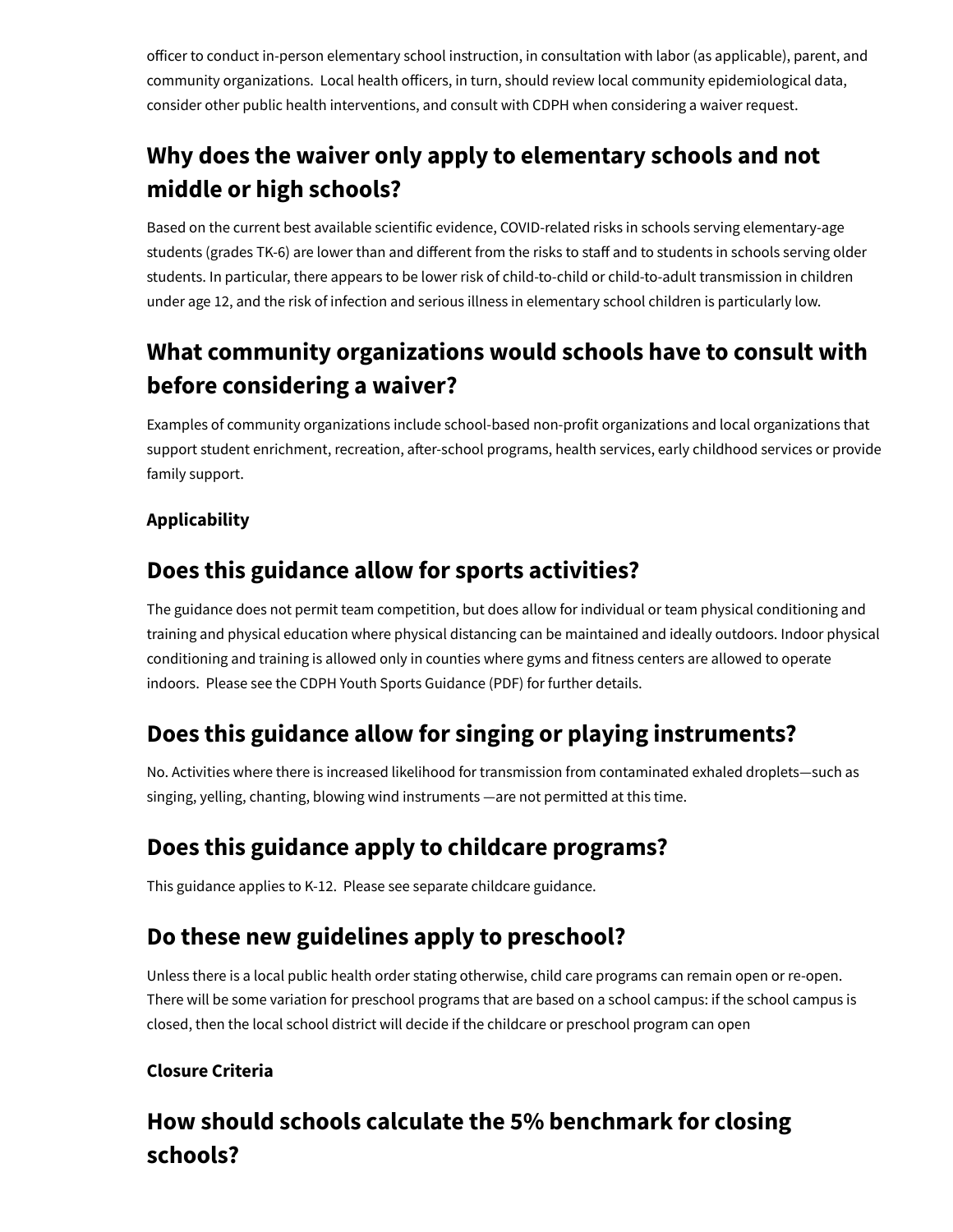officer to conduct in-person elementary school instruction, in consultation with labor (as applicable), parent, and community organizations. Local health officers, in turn, should review local community epidemiological data, consider other public health interventions, and consult with CDPH when considering a waiver request.

## Why does the waiver only apply to elementary schools and not middle or high schools?

Based on the current best available scientific evidence, COVID-related risks in schools serving elementary-age students (grades TK-6) are lower than and different from the risks to staff and to students in schools serving older students. In particular, there appears to be lower risk of child-to-child or child-to-adult transmission in children under age 12, and the risk of infection and serious illness in elementary school children is particularly low.

## What community organizations would schools have to consult with before considering a waiver?

Examples of community organizations include school-based non-profit organizations and local organizations that support student enrichment, recreation, after-school programs, health services, early childhood services or provide family support.

**Applicability**

## Does this guidance allow for sports activities?

The guidance does not permit team competition, but does allow for individual or team physical conditioning and training and physical education where physical distancing can be maintained and ideally outdoors. Indoor physical conditioning and training is allowed only in counties where gyms and fitness centers are allowed to operate indoors. Please see the CDPH Youth Sports Guidance (PDF) for further details.

## Does this guidance allow for singing or playing instruments?

No. Activities where there is increased likelihood for transmission from contaminated exhaled droplets—such as singing, yelling, chanting, blowing wind instruments —are not permitted at this time.

## Does this guidance apply to childcare programs?

This guidance applies to K-12. Please see separate childcare guidance.

## Do these new guidelines apply to preschool?

Unless there is a local public health order stating otherwise, child care programs can remain open or re-open. There will be some variation for preschool programs that are based on a school campus: if the school campus is closed, then the local school district will decide if the childcare or preschool program can open

**Closure Criteria**

## How should schools calculate the 5% benchmark for closing schools?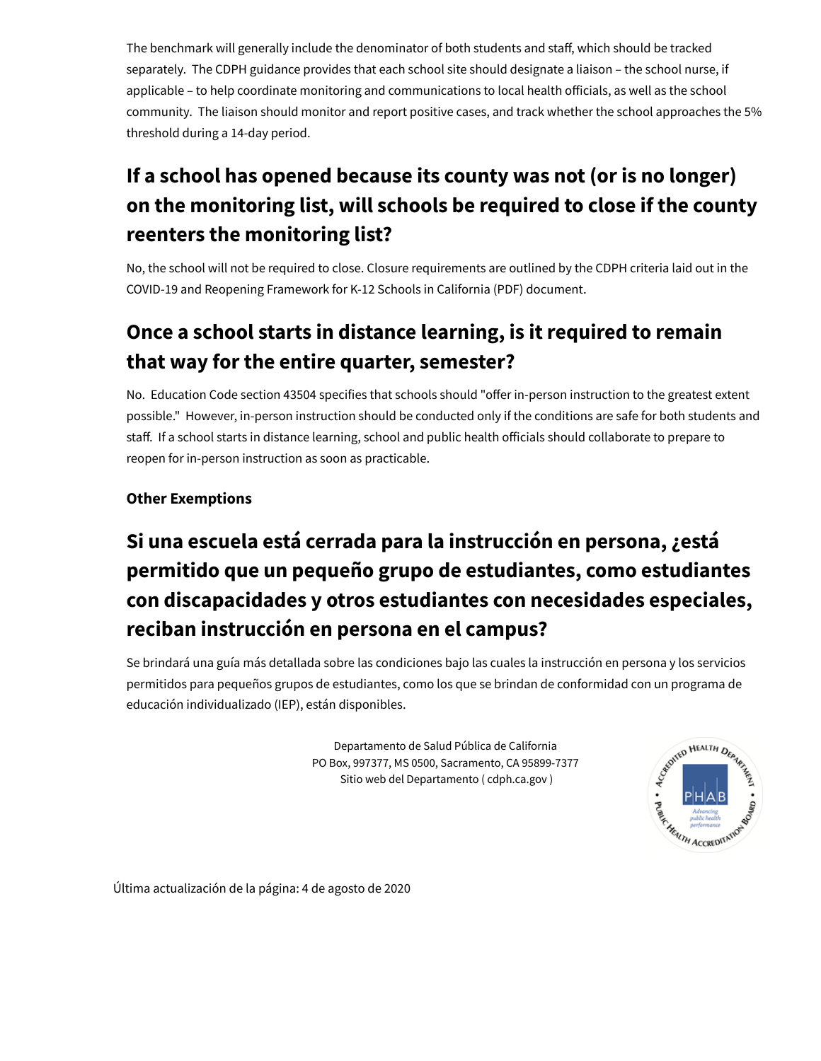The benchmark will generally include the denominator of both students and staff, which should be tracked separately. The CDPH guidance provides that each school site should designate a liaison – the school nurse, if applicable – to help coordinate monitoring and communications to local health officials, as well as the school community. The liaison should monitor and report positive cases, and track whether the school approaches the 5% threshold during a 14-day period.

## If a school has opened because its county was not (or is no longer) on the monitoring list, will schools be required to close if the county reenters the monitoring list?

No, the school will not be required to close. Closure requirements are outlined by the CDPH criteria laid out in the COVID-19 and Reopening Framework for K-12 Schools in California (PDF) document.

## Once a school starts in distance learning, is it required to remain that way for the entire quarter, semester?

No. Education Code section 43504 specifies that schools should "offer in-person instruction to the greatest extent possible." However, in-person instruction should be conducted only if the conditions are safe for both students and staff. If a school starts in distance learning, school and public health officials should collaborate to prepare to reopen for in-person instruction as soon as practicable.

**Other Exemptions**

## Si una escuela está cerrada para la instrucción en persona, ¿está permitido que un pequeño grupo de estudiantes, como estudiantes con discapacidades y otros estudiantes con necesidades especiales, reciban instrucción en persona en el campus?

Se brindará una guía más detallada sobre las condiciones bajo las cuales la instrucción en persona y los servicios permitidos para pequeños grupos de estudiantes, como los que se brindan de conformidad con un programa de educación individualizado (IEP), están disponibles.

Departamento de Salud Pública de California
PO Box, 997377, MS 0500, Sacramento, CA 95899-7377
Sitio web del Departamento ( cdph.ca.gov )

Última actualización de la página: 4 de agosto de 2020